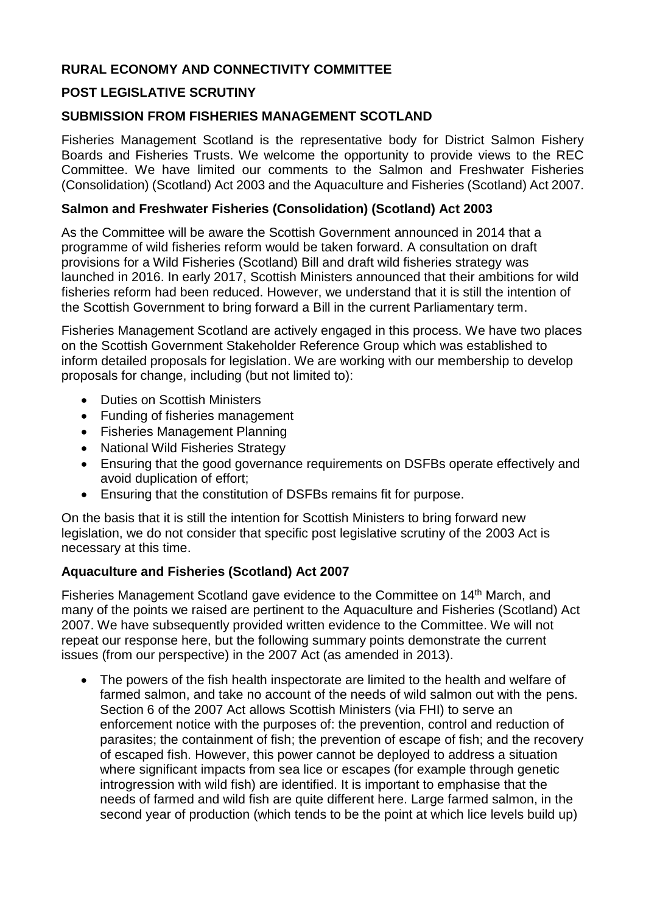**RURAL ECONOMY AND CONNECTIVITY COMMITTEE**

**POST LEGISLATIVE SCRUTINY**

**SUBMISSION FROM FISHERIES MANAGEMENT SCOTLAND**

Fisheries Management Scotland is the representative body for District Salmon Fishery Boards and Fisheries Trusts. We welcome the opportunity to provide views to the REC Committee. We have limited our comments to the Salmon and Freshwater Fisheries (Consolidation) (Scotland) Act 2003 and the Aquaculture and Fisheries (Scotland) Act 2007.

**Salmon and Freshwater Fisheries (Consolidation) (Scotland) Act 2003**

As the Committee will be aware the Scottish Government announced in 2014 that a programme of wild fisheries reform would be taken forward. A consultation on draft provisions for a Wild Fisheries (Scotland) Bill and draft wild fisheries strategy was launched in 2016. In early 2017, Scottish Ministers announced that their ambitions for wild fisheries reform had been reduced. However, we understand that it is still the intention of the Scottish Government to bring forward a Bill in the current Parliamentary term.

Fisheries Management Scotland are actively engaged in this process. We have two places on the Scottish Government Stakeholder Reference Group which was established to inform detailed proposals for legislation. We are working with our membership to develop proposals for change, including (but not limited to):

- Duties on Scottish Ministers
- Funding of fisheries management
- Fisheries Management Planning
- National Wild Fisheries Strategy
- Ensuring that the good governance requirements on DSFBs operate effectively and avoid duplication of effort;
- Ensuring that the constitution of DSFBs remains fit for purpose.

On the basis that it is still the intention for Scottish Ministers to bring forward new legislation, we do not consider that specific post legislative scrutiny of the 2003 Act is necessary at this time.

**Aquaculture and Fisheries (Scotland) Act 2007**

Fisheries Management Scotland gave evidence to the Committee on 14th March, and many of the points we raised are pertinent to the Aquaculture and Fisheries (Scotland) Act 2007. We have subsequently provided written evidence to the Committee. We will not repeat our response here, but the following summary points demonstrate the current issues (from our perspective) in the 2007 Act (as amended in 2013).

- The powers of the fish health inspectorate are limited to the health and welfare of farmed salmon, and take no account of the needs of wild salmon out with the pens. Section 6 of the 2007 Act allows Scottish Ministers (via FHI) to serve an enforcement notice with the purposes of: the prevention, control and reduction of parasites; the containment of fish; the prevention of escape of fish; and the recovery of escaped fish. However, this power cannot be deployed to address a situation where significant impacts from sea lice or escapes (for example through genetic introgression with wild fish) are identified. It is important to emphasise that the needs of farmed and wild fish are quite different here. Large farmed salmon, in the second year of production (which tends to be the point at which lice levels build up)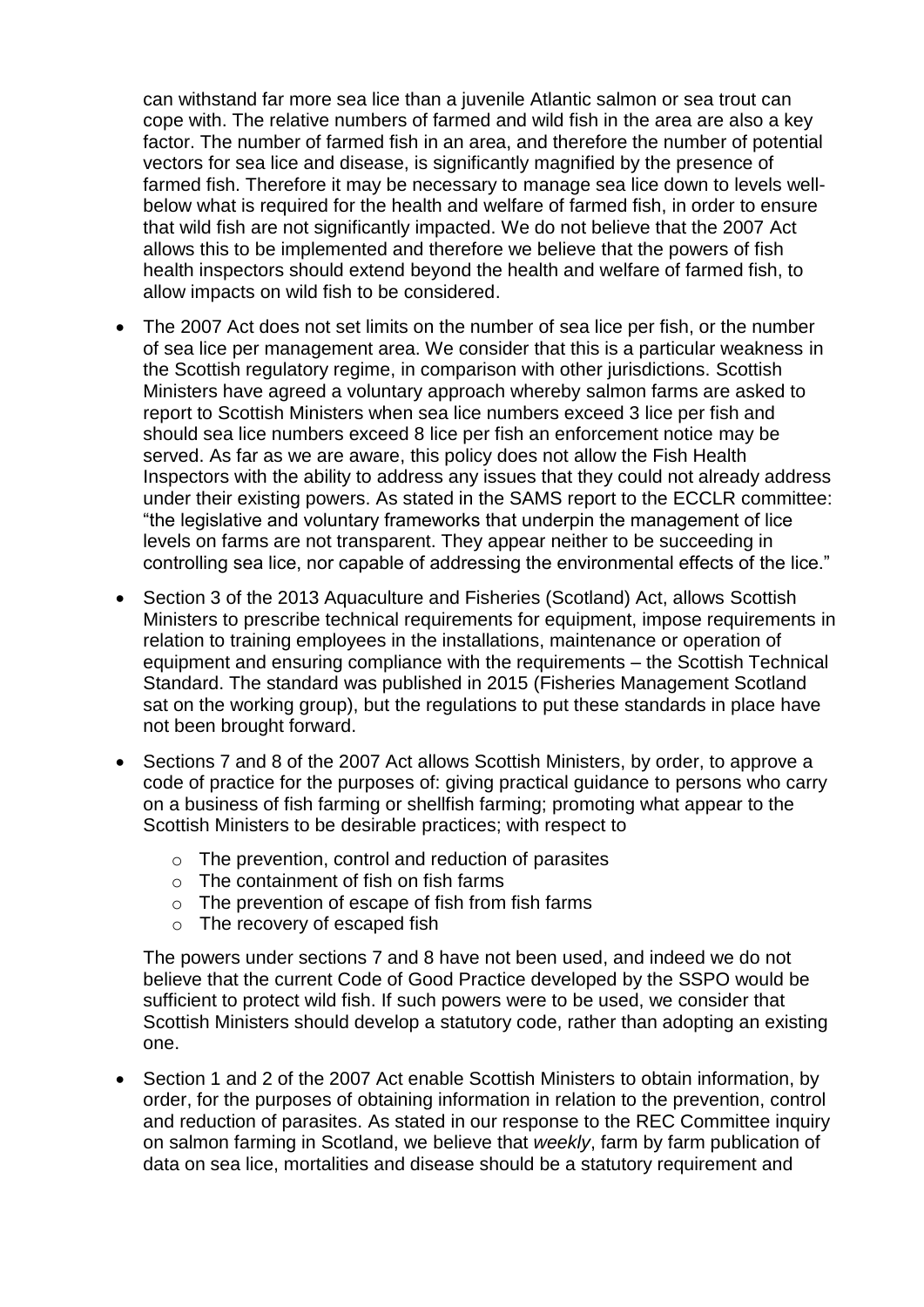can withstand far more sea lice than a juvenile Atlantic salmon or sea trout can cope with. The relative numbers of farmed and wild fish in the area are also a key factor. The number of farmed fish in an area, and therefore the number of potential vectors for sea lice and disease, is significantly magnified by the presence of farmed fish. Therefore it may be necessary to manage sea lice down to levels well-below what is required for the health and welfare of farmed fish, in order to ensure that wild fish are not significantly impacted. We do not believe that the 2007 Act allows this to be implemented and therefore we believe that the powers of fish health inspectors should extend beyond the health and welfare of farmed fish, to allow impacts on wild fish to be considered.

- The 2007 Act does not set limits on the number of sea lice per fish, or the number of sea lice per management area. We consider that this is a particular weakness in the Scottish regulatory regime, in comparison with other jurisdictions. Scottish Ministers have agreed a voluntary approach whereby salmon farms are asked to report to Scottish Ministers when sea lice numbers exceed 3 lice per fish and should sea lice numbers exceed 8 lice per fish an enforcement notice may be served. As far as we are aware, this policy does not allow the Fish Health Inspectors with the ability to address any issues that they could not already address under their existing powers. As stated in the SAMS report to the ECCLR committee: "the legislative and voluntary frameworks that underpin the management of lice levels on farms are not transparent. They appear neither to be succeeding in controlling sea lice, nor capable of addressing the environmental effects of the lice."

- Section 3 of the 2013 Aquaculture and Fisheries (Scotland) Act, allows Scottish Ministers to prescribe technical requirements for equipment, impose requirements in relation to training employees in the installations, maintenance or operation of equipment and ensuring compliance with the requirements – the Scottish Technical Standard. The standard was published in 2015 (Fisheries Management Scotland sat on the working group), but the regulations to put these standards in place have not been brought forward.

- Sections 7 and 8 of the 2007 Act allows Scottish Ministers, by order, to approve a code of practice for the purposes of: giving practical guidance to persons who carry on a business of fish farming or shellfish farming; promoting what appear to the Scottish Ministers to be desirable practices; with respect to
    - The prevention, control and reduction of parasites
    - The containment of fish on fish farms
    - The prevention of escape of fish from fish farms
    - The recovery of escaped fish

  The powers under sections 7 and 8 have not been used, and indeed we do not believe that the current Code of Good Practice developed by the SSPO would be sufficient to protect wild fish. If such powers were to be used, we consider that Scottish Ministers should develop a statutory code, rather than adopting an existing one.

- Section 1 and 2 of the 2007 Act enable Scottish Ministers to obtain information, by order, for the purposes of obtaining information in relation to the prevention, control and reduction of parasites. As stated in our response to the REC Committee inquiry on salmon farming in Scotland, we believe that *weekly*, farm by farm publication of data on sea lice, mortalities and disease should be a statutory requirement and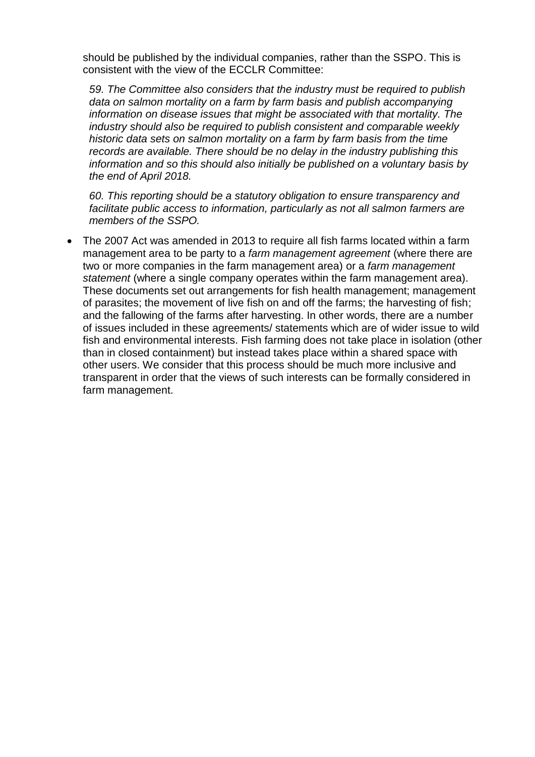should be published by the individual companies, rather than the SSPO. This is consistent with the view of the ECCLR Committee:

> *59. The Committee also considers that the industry must be required to publish data on salmon mortality on a farm by farm basis and publish accompanying information on disease issues that might be associated with that mortality. The industry should also be required to publish consistent and comparable weekly historic data sets on salmon mortality on a farm by farm basis from the time records are available. There should be no delay in the industry publishing this information and so this should also initially be published on a voluntary basis by the end of April 2018.*
>
> *60. This reporting should be a statutory obligation to ensure transparency and facilitate public access to information, particularly as not all salmon farmers are members of the SSPO.*

- The 2007 Act was amended in 2013 to require all fish farms located within a farm management area to be party to a *farm management agreement* (where there are two or more companies in the farm management area) or a *farm management statement* (where a single company operates within the farm management area). These documents set out arrangements for fish health management; management of parasites; the movement of live fish on and off the farms; the harvesting of fish; and the fallowing of the farms after harvesting. In other words, there are a number of issues included in these agreements/ statements which are of wider issue to wild fish and environmental interests. Fish farming does not take place in isolation (other than in closed containment) but instead takes place within a shared space with other users. We consider that this process should be much more inclusive and transparent in order that the views of such interests can be formally considered in farm management.